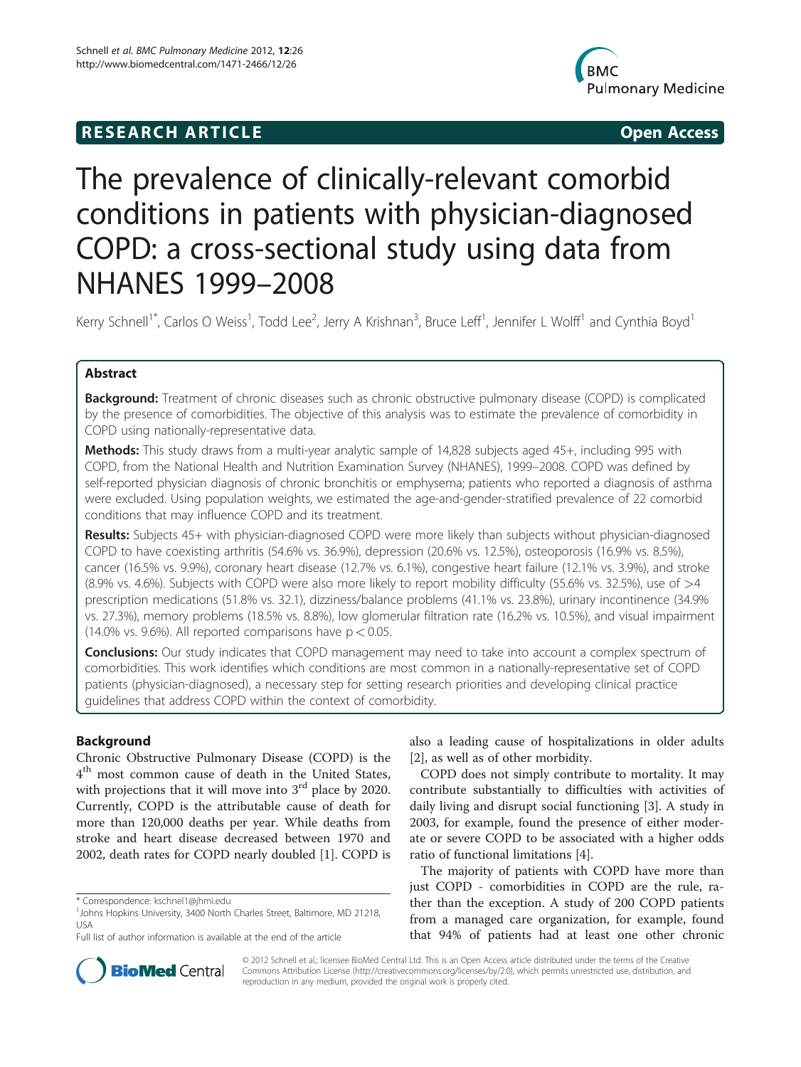RESEARCH ARTICLE Open Access

# The prevalence of clinically-relevant comorbid conditions in patients with physician-diagnosed COPD: a cross-sectional study using data from NHANES 1999–2008

Kerry Schnell[1*], Carlos O Weiss[1], Todd Lee[2], Jerry A Krishnan[3], Bruce Leff[1], Jennifer L Wolff[1] and Cynthia Boyd[1]

## Abstract

**Background:** Treatment of chronic diseases such as chronic obstructive pulmonary disease (COPD) is complicated by the presence of comorbidities. The objective of this analysis was to estimate the prevalence of comorbidity in COPD using nationally-representative data.

**Methods:** This study draws from a multi-year analytic sample of 14,828 subjects aged 45+, including 995 with COPD, from the National Health and Nutrition Examination Survey (NHANES), 1999–2008. COPD was defined by self-reported physician diagnosis of chronic bronchitis or emphysema; patients who reported a diagnosis of asthma were excluded. Using population weights, we estimated the age-and-gender-stratified prevalence of 22 comorbid conditions that may influence COPD and its treatment.

**Results:** Subjects 45+ with physician-diagnosed COPD were more likely than subjects without physician-diagnosed COPD to have coexisting arthritis (54.6% vs. 36.9%), depression (20.6% vs. 12.5%), osteoporosis (16.9% vs. 8.5%), cancer (16.5% vs. 9.9%), coronary heart disease (12.7% vs. 6.1%), congestive heart failure (12.1% vs. 3.9%), and stroke (8.9% vs. 4.6%). Subjects with COPD were also more likely to report mobility difficulty (55.6% vs. 32.5%), use of >4 prescription medications (51.8% vs. 32.1), dizziness/balance problems (41.1% vs. 23.8%), urinary incontinence (34.9% vs. 27.3%), memory problems (18.5% vs. 8.8%), low glomerular filtration rate (16.2% vs. 10.5%), and visual impairment (14.0% vs. 9.6%). All reported comparisons have $p < 0.05$.

**Conclusions:** Our study indicates that COPD management may need to take into account a complex spectrum of comorbidities. This work identifies which conditions are most common in a nationally-representative set of COPD patients (physician-diagnosed), a necessary step for setting research priorities and developing clinical practice guidelines that address COPD within the context of comorbidity.

## Background

Chronic Obstructive Pulmonary Disease (COPD) is the 4th most common cause of death in the United States, with projections that it will move into 3rd place by 2020. Currently, COPD is the attributable cause of death for more than 120,000 deaths per year. While deaths from stroke and heart disease decreased between 1970 and 2002, death rates for COPD nearly doubled [1]. COPD is also a leading cause of hospitalizations in older adults [2], as well as of other morbidity.

COPD does not simply contribute to mortality. It may contribute substantially to difficulties with activities of daily living and disrupt social functioning [3]. A study in 2003, for example, found the presence of either moderate or severe COPD to be associated with a higher odds ratio of functional limitations [4].

The majority of patients with COPD have more than just COPD - comorbidities in COPD are the rule, rather than the exception. A study of 200 COPD patients from a managed care organization, for example, found that 94% of patients had at least one other chronic

\* Correspondence: kschnel1@jhmi.edu
[1]Johns Hopkins University, 3400 North Charles Street, Baltimore, MD 21218, USA
Full list of author information is available at the end of the article

© 2012 Schnell et al.; licensee BioMed Central Ltd. This is an Open Access article distributed under the terms of the Creative Commons Attribution License (http://creativecommons.org/licenses/by/2.0), which permits unrestricted use, distribution, and reproduction in any medium, provided the original work is properly cited.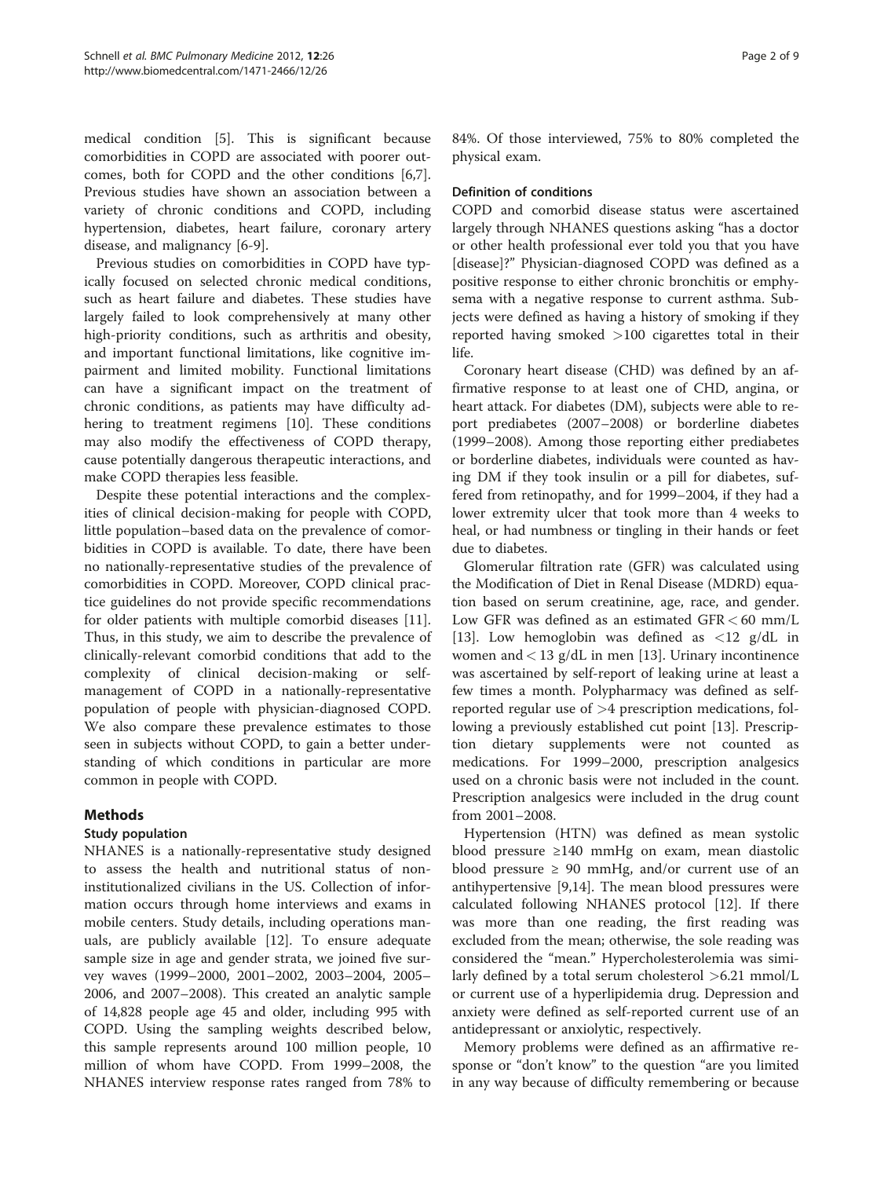medical condition [5]. This is significant because comorbidities in COPD are associated with poorer outcomes, both for COPD and the other conditions [6,7]. Previous studies have shown an association between a variety of chronic conditions and COPD, including hypertension, diabetes, heart failure, coronary artery disease, and malignancy [6-9].

Previous studies on comorbidities in COPD have typically focused on selected chronic medical conditions, such as heart failure and diabetes. These studies have largely failed to look comprehensively at many other high-priority conditions, such as arthritis and obesity, and important functional limitations, like cognitive impairment and limited mobility. Functional limitations can have a significant impact on the treatment of chronic conditions, as patients may have difficulty adhering to treatment regimens [10]. These conditions may also modify the effectiveness of COPD therapy, cause potentially dangerous therapeutic interactions, and make COPD therapies less feasible.

Despite these potential interactions and the complexities of clinical decision-making for people with COPD, little population–based data on the prevalence of comorbidities in COPD is available. To date, there have been no nationally-representative studies of the prevalence of comorbidities in COPD. Moreover, COPD clinical practice guidelines do not provide specific recommendations for older patients with multiple comorbid diseases [11]. Thus, in this study, we aim to describe the prevalence of clinically-relevant comorbid conditions that add to the complexity of clinical decision-making or self-management of COPD in a nationally-representative population of people with physician-diagnosed COPD. We also compare these prevalence estimates to those seen in subjects without COPD, to gain a better understanding of which conditions in particular are more common in people with COPD.

## Methods

### Study population

NHANES is a nationally-representative study designed to assess the health and nutritional status of non-institutionalized civilians in the US. Collection of information occurs through home interviews and exams in mobile centers. Study details, including operations manuals, are publicly available [12]. To ensure adequate sample size in age and gender strata, we joined five survey waves (1999–2000, 2001–2002, 2003–2004, 2005–2006, and 2007–2008). This created an analytic sample of 14,828 people age 45 and older, including 995 with COPD. Using the sampling weights described below, this sample represents around 100 million people, 10 million of whom have COPD. From 1999–2008, the NHANES interview response rates ranged from 78% to 84%. Of those interviewed, 75% to 80% completed the physical exam.

### Definition of conditions

COPD and comorbid disease status were ascertained largely through NHANES questions asking "has a doctor or other health professional ever told you that you have [disease]?" Physician-diagnosed COPD was defined as a positive response to either chronic bronchitis or emphysema with a negative response to current asthma. Subjects were defined as having a history of smoking if they reported having smoked >100 cigarettes total in their life.

Coronary heart disease (CHD) was defined by an affirmative response to at least one of CHD, angina, or heart attack. For diabetes (DM), subjects were able to report prediabetes (2007–2008) or borderline diabetes (1999–2008). Among those reporting either prediabetes or borderline diabetes, individuals were counted as having DM if they took insulin or a pill for diabetes, suffered from retinopathy, and for 1999–2004, if they had a lower extremity ulcer that took more than 4 weeks to heal, or had numbness or tingling in their hands or feet due to diabetes.

Glomerular filtration rate (GFR) was calculated using the Modification of Diet in Renal Disease (MDRD) equation based on serum creatinine, age, race, and gender. Low GFR was defined as an estimated GFR < 60 mm/L [13]. Low hemoglobin was defined as <12 g/dL in women and < 13 g/dL in men [13]. Urinary incontinence was ascertained by self-report of leaking urine at least a few times a month. Polypharmacy was defined as self-reported regular use of >4 prescription medications, following a previously established cut point [13]. Prescription dietary supplements were not counted as medications. For 1999–2000, prescription analgesics used on a chronic basis were not included in the count. Prescription analgesics were included in the drug count from 2001–2008.

Hypertension (HTN) was defined as mean systolic blood pressure ≥140 mmHg on exam, mean diastolic blood pressure ≥ 90 mmHg, and/or current use of an antihypertensive [9,14]. The mean blood pressures were calculated following NHANES protocol [12]. If there was more than one reading, the first reading was excluded from the mean; otherwise, the sole reading was considered the "mean." Hypercholesterolemia was similarly defined by a total serum cholesterol >6.21 mmol/L or current use of a hyperlipidemia drug. Depression and anxiety were defined as self-reported current use of an antidepressant or anxiolytic, respectively.

Memory problems were defined as an affirmative response or "don't know" to the question "are you limited in any way because of difficulty remembering or because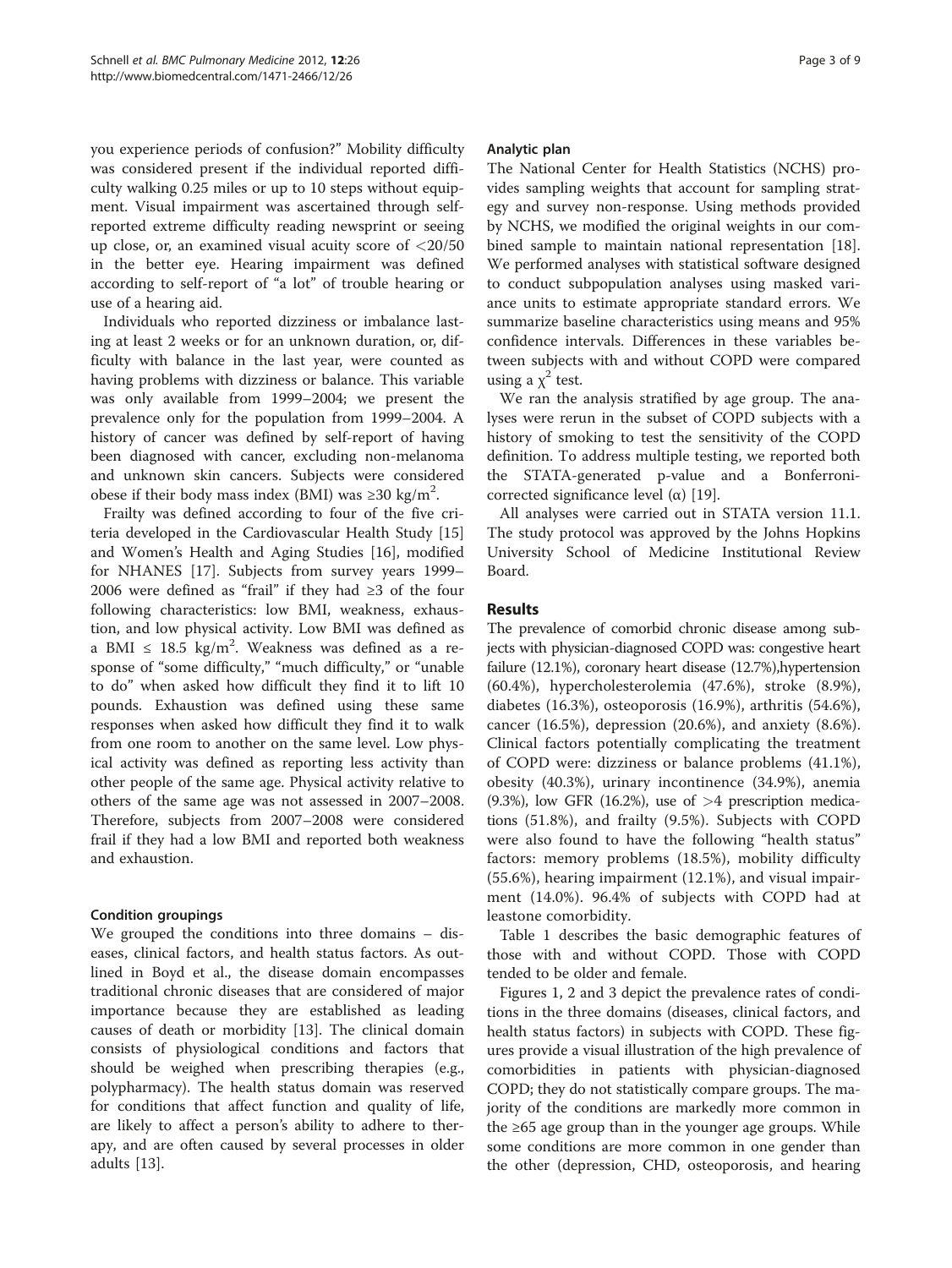you experience periods of confusion?" Mobility difficulty was considered present if the individual reported difficulty walking 0.25 miles or up to 10 steps without equipment. Visual impairment was ascertained through self-reported extreme difficulty reading newsprint or seeing up close, or, an examined visual acuity score of <20/50 in the better eye. Hearing impairment was defined according to self-report of "a lot" of trouble hearing or use of a hearing aid.

Individuals who reported dizziness or imbalance lasting at least 2 weeks or for an unknown duration, or, difficulty with balance in the last year, were counted as having problems with dizziness or balance. This variable was only available from 1999–2004; we present the prevalence only for the population from 1999–2004. A history of cancer was defined by self-report of having been diagnosed with cancer, excluding non-melanoma and unknown skin cancers. Subjects were considered obese if their body mass index (BMI) was ≥30 kg/m$^2$.

Frailty was defined according to four of the five criteria developed in the Cardiovascular Health Study [15] and Women's Health and Aging Studies [16], modified for NHANES [17]. Subjects from survey years 1999–2006 were defined as "frail" if they had ≥3 of the four following characteristics: low BMI, weakness, exhaustion, and low physical activity. Low BMI was defined as a BMI ≤ 18.5 kg/m$^2$. Weakness was defined as a response of "some difficulty," "much difficulty," or "unable to do" when asked how difficult they find it to lift 10 pounds. Exhaustion was defined using these same responses when asked how difficult they find it to walk from one room to another on the same level. Low physical activity was defined as reporting less activity than other people of the same age. Physical activity relative to others of the same age was not assessed in 2007–2008. Therefore, subjects from 2007–2008 were considered frail if they had a low BMI and reported both weakness and exhaustion.

### Condition groupings

We grouped the conditions into three domains – diseases, clinical factors, and health status factors. As outlined in Boyd et al., the disease domain encompasses traditional chronic diseases that are considered of major importance because they are established as leading causes of death or morbidity [13]. The clinical domain consists of physiological conditions and factors that should be weighed when prescribing therapies (e.g., polypharmacy). The health status domain was reserved for conditions that affect function and quality of life, are likely to affect a person's ability to adhere to therapy, and are often caused by several processes in older adults [13].

### Analytic plan

The National Center for Health Statistics (NCHS) provides sampling weights that account for sampling strategy and survey non-response. Using methods provided by NCHS, we modified the original weights in our combined sample to maintain national representation [18]. We performed analyses with statistical software designed to conduct subpopulation analyses using masked variance units to estimate appropriate standard errors. We summarize baseline characteristics using means and 95% confidence intervals. Differences in these variables between subjects with and without COPD were compared using a $\chi^2$ test.

We ran the analysis stratified by age group. The analyses were rerun in the subset of COPD subjects with a history of smoking to test the sensitivity of the COPD definition. To address multiple testing, we reported both the STATA-generated p-value and a Bonferroni-corrected significance level (α) [19].

All analyses were carried out in STATA version 11.1. The study protocol was approved by the Johns Hopkins University School of Medicine Institutional Review Board.

## Results

The prevalence of comorbid chronic disease among subjects with physician-diagnosed COPD was: congestive heart failure (12.1%), coronary heart disease (12.7%),hypertension (60.4%), hypercholesterolemia (47.6%), stroke (8.9%), diabetes (16.3%), osteoporosis (16.9%), arthritis (54.6%), cancer (16.5%), depression (20.6%), and anxiety (8.6%). Clinical factors potentially complicating the treatment of COPD were: dizziness or balance problems (41.1%), obesity (40.3%), urinary incontinence (34.9%), anemia (9.3%), low GFR (16.2%), use of >4 prescription medications (51.8%), and frailty (9.5%). Subjects with COPD were also found to have the following "health status" factors: memory problems (18.5%), mobility difficulty (55.6%), hearing impairment (12.1%), and visual impairment (14.0%). 96.4% of subjects with COPD had at leastone comorbidity.

Table 1 describes the basic demographic features of those with and without COPD. Those with COPD tended to be older and female.

Figures 1, 2 and 3 depict the prevalence rates of conditions in the three domains (diseases, clinical factors, and health status factors) in subjects with COPD. These figures provide a visual illustration of the high prevalence of comorbidities in patients with physician-diagnosed COPD; they do not statistically compare groups. The majority of the conditions are markedly more common in the ≥65 age group than in the younger age groups. While some conditions are more common in one gender than the other (depression, CHD, osteoporosis, and hearing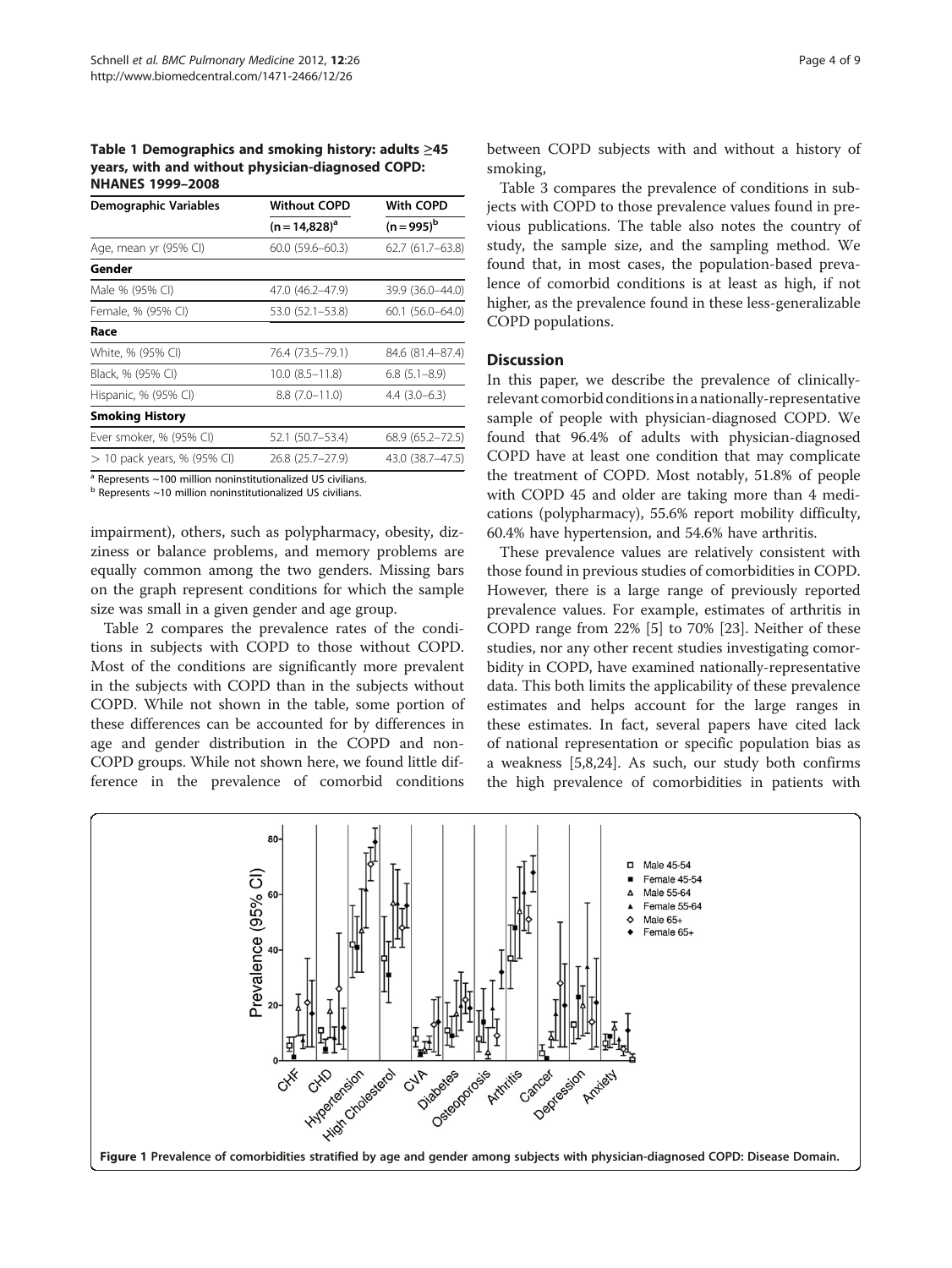**Table 1 Demographics and smoking history: adults ≥45 years, with and without physician-diagnosed COPD: NHANES 1999–2008**

| Demographic Variables | Without COPD (n = 14,828)[a] | With COPD (n = 995)[b] |
|---|---|---|
| Age, mean yr (95% CI) | 60.0 (59.6–60.3) | 62.7 (61.7–63.8) |
| **Gender** | | |
| Male % (95% CI) | 47.0 (46.2–47.9) | 39.9 (36.0–44.0) |
| Female, % (95% CI) | 53.0 (52.1–53.8) | 60.1 (56.0–64.0) |
| **Race** | | |
| White, % (95% CI) | 76.4 (73.5–79.1) | 84.6 (81.4–87.4) |
| Black, % (95% CI) | 10.0 (8.5–11.8) | 6.8 (5.1–8.9) |
| Hispanic, % (95% CI) | 8.8 (7.0–11.0) | 4.4 (3.0–6.3) |
| **Smoking History** | | |
| Ever smoker, % (95% CI) | 52.1 (50.7–53.4) | 68.9 (65.2–72.5) |
| > 10 pack years, % (95% CI) | 26.8 (25.7–27.9) | 43.0 (38.7–47.5) |

[a] Represents ~100 million noninstitutionalized US civilians.
[b] Represents ~10 million noninstitutionalized US civilians.

impairment), others, such as polypharmacy, obesity, dizziness or balance problems, and memory problems are equally common among the two genders. Missing bars on the graph represent conditions for which the sample size was small in a given gender and age group.

Table 2 compares the prevalence rates of the conditions in subjects with COPD to those without COPD. Most of the conditions are significantly more prevalent in the subjects with COPD than in the subjects without COPD. While not shown in the table, some portion of these differences can be accounted for by differences in age and gender distribution in the COPD and non-COPD groups. While not shown here, we found little difference in the prevalence of comorbid conditions between COPD subjects with and without a history of smoking,

Table 3 compares the prevalence of conditions in subjects with COPD to those prevalence values found in previous publications. The table also notes the country of study, the sample size, and the sampling method. We found that, in most cases, the population-based prevalence of comorbid conditions is at least as high, if not higher, as the prevalence found in these less-generalizable COPD populations.

## Discussion

In this paper, we describe the prevalence of clinically-relevant comorbid conditions in a nationally-representative sample of people with physician-diagnosed COPD. We found that 96.4% of adults with physician-diagnosed COPD have at least one condition that may complicate the treatment of COPD. Most notably, 51.8% of people with COPD 45 and older are taking more than 4 medications (polypharmacy), 55.6% report mobility difficulty, 60.4% have hypertension, and 54.6% have arthritis.

These prevalence values are relatively consistent with those found in previous studies of comorbidities in COPD. However, there is a large range of previously reported prevalence values. For example, estimates of arthritis in COPD range from 22% [5] to 70% [23]. Neither of these studies, nor any other recent studies investigating comorbidity in COPD, have examined nationally-representative data. This both limits the applicability of these prevalence estimates and helps account for the large ranges in these estimates. In fact, several papers have cited lack of national representation or specific population bias as a weakness [5,8,24]. As such, our study both confirms the high prevalence of comorbidities in patients with

**Figure 1 Prevalence of comorbidities stratified by age and gender among subjects with physician-diagnosed COPD: Disease Domain.**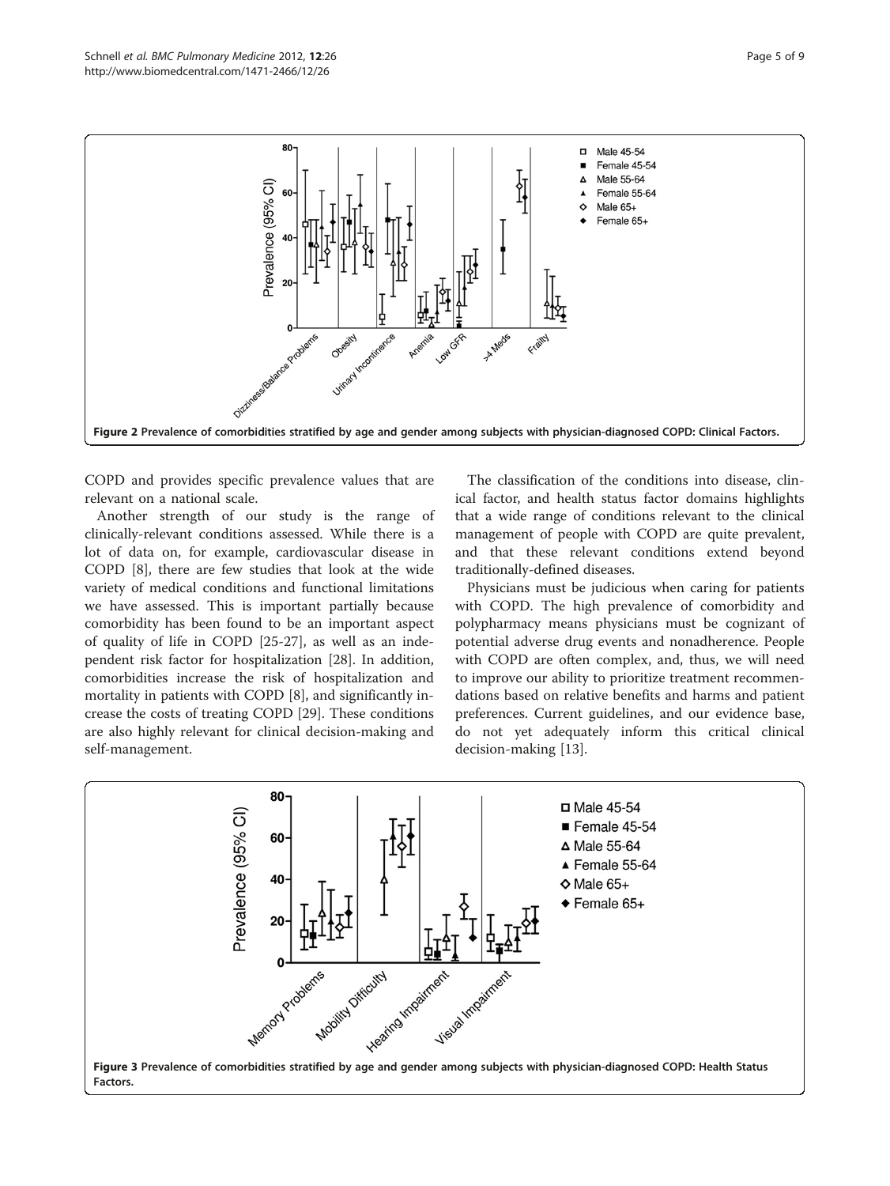Figure 2 Prevalence of comorbidities stratified by age and gender among subjects with physician-diagnosed COPD: Clinical Factors.

COPD and provides specific prevalence values that are relevant on a national scale.

Another strength of our study is the range of clinically-relevant conditions assessed. While there is a lot of data on, for example, cardiovascular disease in COPD [8], there are few studies that look at the wide variety of medical conditions and functional limitations we have assessed. This is important partially because comorbidity has been found to be an important aspect of quality of life in COPD [25-27], as well as an independent risk factor for hospitalization [28]. In addition, comorbidities increase the risk of hospitalization and mortality in patients with COPD [8], and significantly increase the costs of treating COPD [29]. These conditions are also highly relevant for clinical decision-making and self-management.

The classification of the conditions into disease, clinical factor, and health status factor domains highlights that a wide range of conditions relevant to the clinical management of people with COPD are quite prevalent, and that these relevant conditions extend beyond traditionally-defined diseases.

Physicians must be judicious when caring for patients with COPD. The high prevalence of comorbidity and polypharmacy means physicians must be cognizant of potential adverse drug events and nonadherence. People with COPD are often complex, and, thus, we will need to improve our ability to prioritize treatment recommendations based on relative benefits and harms and patient preferences. Current guidelines, and our evidence base, do not yet adequately inform this critical clinical decision-making [13].

Figure 3 Prevalence of comorbidities stratified by age and gender among subjects with physician-diagnosed COPD: Health Status Factors.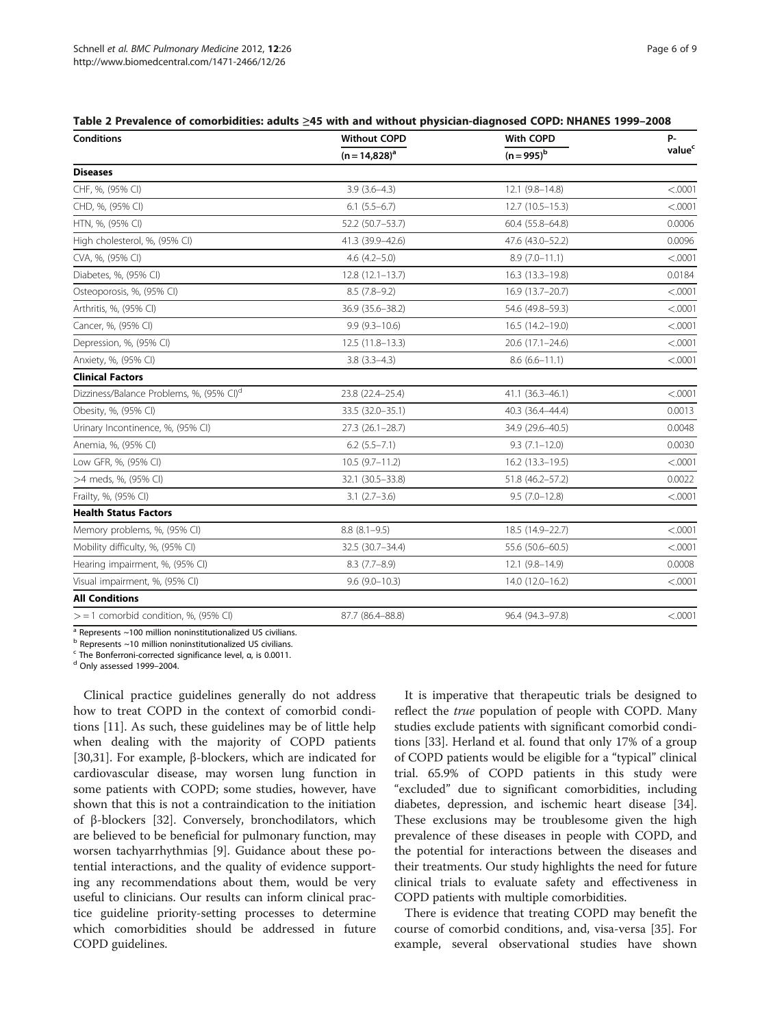**Table 2 Prevalence of comorbidities: adults ≥45 with and without physician-diagnosed COPD: NHANES 1999–2008**

| Conditions | Without COPD (n = 14,828)[a] | With COPD (n = 995)[b] | P-value[c] |
|---|---|---|---|
| **Diseases** | | | |
| CHF, %, (95% CI) | 3.9 (3.6–4.3) | 12.1 (9.8–14.8) | <.0001 |
| CHD, %, (95% CI) | 6.1 (5.5–6.7) | 12.7 (10.5–15.3) | <.0001 |
| HTN, %, (95% CI) | 52.2 (50.7–53.7) | 60.4 (55.8–64.8) | 0.0006 |
| High cholesterol, %, (95% CI) | 41.3 (39.9–42.6) | 47.6 (43.0–52.2) | 0.0096 |
| CVA, %, (95% CI) | 4.6 (4.2–5.0) | 8.9 (7.0–11.1) | <.0001 |
| Diabetes, %, (95% CI) | 12.8 (12.1–13.7) | 16.3 (13.3–19.8) | 0.0184 |
| Osteoporosis, %, (95% CI) | 8.5 (7.8–9.2) | 16.9 (13.7–20.7) | <.0001 |
| Arthritis, %, (95% CI) | 36.9 (35.6–38.2) | 54.6 (49.8–59.3) | <.0001 |
| Cancer, %, (95% CI) | 9.9 (9.3–10.6) | 16.5 (14.2–19.0) | <.0001 |
| Depression, %, (95% CI) | 12.5 (11.8–13.3) | 20.6 (17.1–24.6) | <.0001 |
| Anxiety, %, (95% CI) | 3.8 (3.3–4.3) | 8.6 (6.6–11.1) | <.0001 |
| **Clinical Factors** | | | |
| Dizziness/Balance Problems, %, (95% CI)[d] | 23.8 (22.4–25.4) | 41.1 (36.3–46.1) | <.0001 |
| Obesity, %, (95% CI) | 33.5 (32.0–35.1) | 40.3 (36.4–44.4) | 0.0013 |
| Urinary Incontinence, %, (95% CI) | 27.3 (26.1–28.7) | 34.9 (29.6–40.5) | 0.0048 |
| Anemia, %, (95% CI) | 6.2 (5.5–7.1) | 9.3 (7.1–12.0) | 0.0030 |
| Low GFR, %, (95% CI) | 10.5 (9.7–11.2) | 16.2 (13.3–19.5) | <.0001 |
| >4 meds, %, (95% CI) | 32.1 (30.5–33.8) | 51.8 (46.2–57.2) | 0.0022 |
| Frailty, %, (95% CI) | 3.1 (2.7–3.6) | 9.5 (7.0–12.8) | <.0001 |
| **Health Status Factors** | | | |
| Memory problems, %, (95% CI) | 8.8 (8.1–9.5) | 18.5 (14.9–22.7) | <.0001 |
| Mobility difficulty, %, (95% CI) | 32.5 (30.7–34.4) | 55.6 (50.6–60.5) | <.0001 |
| Hearing impairment, %, (95% CI) | 8.3 (7.7–8.9) | 12.1 (9.8–14.9) | 0.0008 |
| Visual impairment, %, (95% CI) | 9.6 (9.0–10.3) | 14.0 (12.0–16.2) | <.0001 |
| **All Conditions** | | | |
| >= 1 comorbid condition, %, (95% CI) | 87.7 (86.4–88.8) | 96.4 (94.3–97.8) | <.0001 |

[a] Represents ~100 million noninstitutionalized US civilians.
[b] Represents ~10 million noninstitutionalized US civilians.
[c] The Bonferroni-corrected significance level, α, is 0.0011.
[d] Only assessed 1999–2004.

Clinical practice guidelines generally do not address how to treat COPD in the context of comorbid conditions [11]. As such, these guidelines may be of little help when dealing with the majority of COPD patients [30,31]. For example, β-blockers, which are indicated for cardiovascular disease, may worsen lung function in some patients with COPD; some studies, however, have shown that this is not a contraindication to the initiation of β-blockers [32]. Conversely, bronchodilators, which are believed to be beneficial for pulmonary function, may worsen tachyarrhythmias [9]. Guidance about these potential interactions, and the quality of evidence supporting any recommendations about them, would be very useful to clinicians. Our results can inform clinical practice guideline priority-setting processes to determine which comorbidities should be addressed in future COPD guidelines.

It is imperative that therapeutic trials be designed to reflect the *true* population of people with COPD. Many studies exclude patients with significant comorbid conditions [33]. Herland et al. found that only 17% of a group of COPD patients would be eligible for a "typical" clinical trial. 65.9% of COPD patients in this study were "excluded" due to significant comorbidities, including diabetes, depression, and ischemic heart disease [34]. These exclusions may be troublesome given the high prevalence of these diseases in people with COPD, and the potential for interactions between the diseases and their treatments. Our study highlights the need for future clinical trials to evaluate safety and effectiveness in COPD patients with multiple comorbidities.

There is evidence that treating COPD may benefit the course of comorbid conditions, and, visa-versa [35]. For example, several observational studies have shown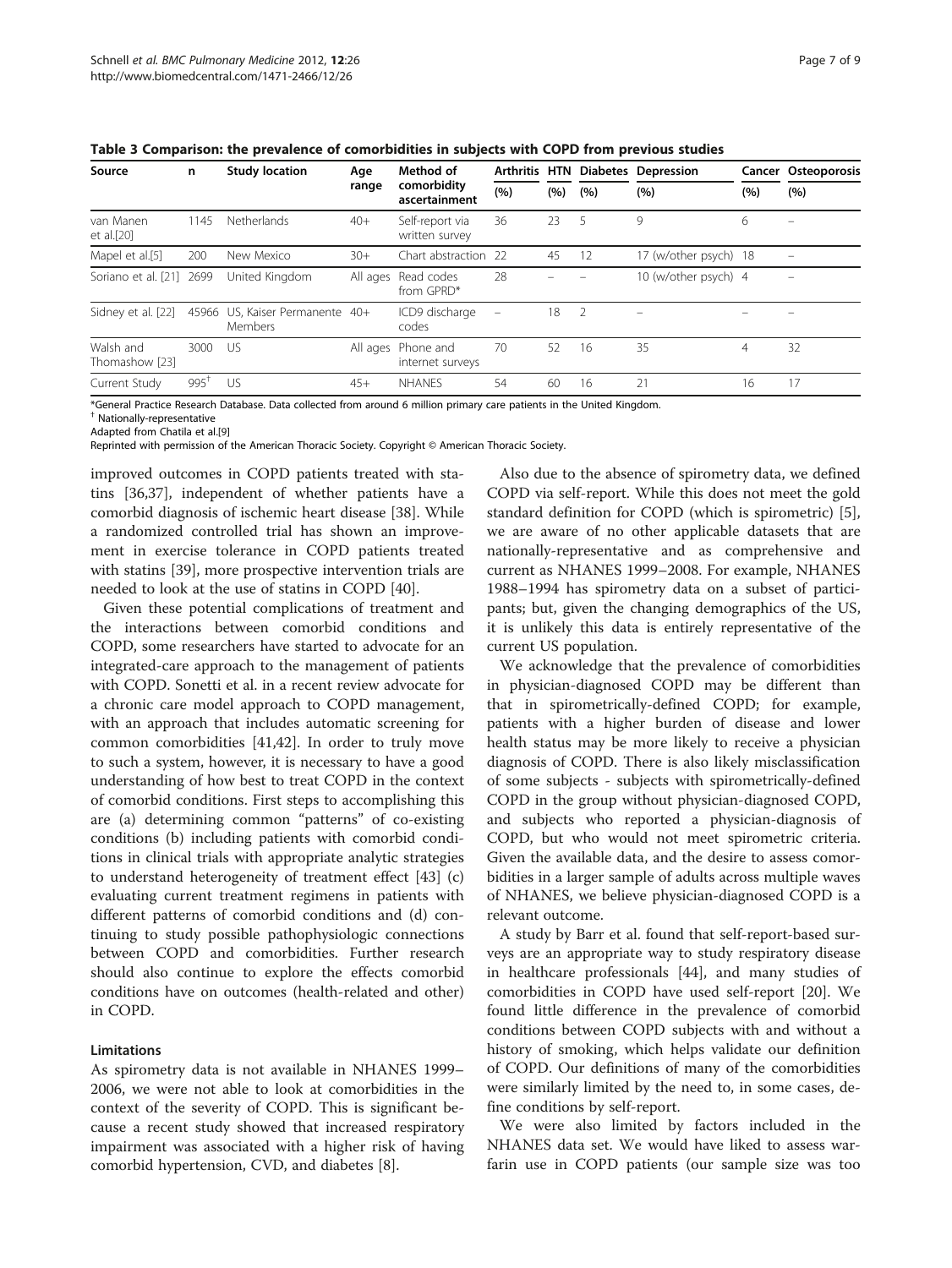**Table 3 Comparison: the prevalence of comorbidities in subjects with COPD from previous studies**

| Source | n | Study location | Age range | Method of comorbidity ascertainment | Arthritis (%) | HTN (%) | Diabetes (%) | Depression (%) | Cancer (%) | Osteoporosis (%) |
|---|---|---|---|---|---|---|---|---|---|---|
| van Manen et al.[20] | 1145 | Netherlands | 40+ | Self-report via written survey | 36 | 23 | 5 | 9 | 6 | – |
| Mapel et al.[5] | 200 | New Mexico | 30+ | Chart abstraction | 22 | 45 | 12 | 17 (w/other psych) | 18 | – |
| Soriano et al. [21] | 2699 | United Kingdom | All ages | Read codes from GPRD* | 28 | – | – | 10 (w/other psych) | 4 | – |
| Sidney et al. [22] | 45966 | US, Kaiser Permanente Members | 40+ | ICD9 discharge codes | – | 18 | 2 | – | – | – |
| Walsh and Thomashow [23] | 3000 | US | All ages | Phone and internet surveys | 70 | 52 | 16 | 35 | 4 | 32 |
| Current Study | 995[†] | US | 45+ | NHANES | 54 | 60 | 16 | 21 | 16 | 17 |

*General Practice Research Database. Data collected from around 6 million primary care patients in the United Kingdom.
[†] Nationally-representative
Adapted from Chatila et al.[9]
Reprinted with permission of the American Thoracic Society. Copyright © American Thoracic Society.

improved outcomes in COPD patients treated with statins [36,37], independent of whether patients have a comorbid diagnosis of ischemic heart disease [38]. While a randomized controlled trial has shown an improvement in exercise tolerance in COPD patients treated with statins [39], more prospective intervention trials are needed to look at the use of statins in COPD [40].

Given these potential complications of treatment and the interactions between comorbid conditions and COPD, some researchers have started to advocate for an integrated-care approach to the management of patients with COPD. Sonetti et al. in a recent review advocate for a chronic care model approach to COPD management, with an approach that includes automatic screening for common comorbidities [41,42]. In order to truly move to such a system, however, it is necessary to have a good understanding of how best to treat COPD in the context of comorbid conditions. First steps to accomplishing this are (a) determining common "patterns" of co-existing conditions (b) including patients with comorbid conditions in clinical trials with appropriate analytic strategies to understand heterogeneity of treatment effect [43] (c) evaluating current treatment regimens in patients with different patterns of comorbid conditions and (d) continuing to study possible pathophysiologic connections between COPD and comorbidities. Further research should also continue to explore the effects comorbid conditions have on outcomes (health-related and other) in COPD.

### Limitations

As spirometry data is not available in NHANES 1999–2006, we were not able to look at comorbidities in the context of the severity of COPD. This is significant because a recent study showed that increased respiratory impairment was associated with a higher risk of having comorbid hypertension, CVD, and diabetes [8].

Also due to the absence of spirometry data, we defined COPD via self-report. While this does not meet the gold standard definition for COPD (which is spirometric) [5], we are aware of no other applicable datasets that are nationally-representative and as comprehensive and current as NHANES 1999–2008. For example, NHANES 1988–1994 has spirometry data on a subset of participants; but, given the changing demographics of the US, it is unlikely this data is entirely representative of the current US population.

We acknowledge that the prevalence of comorbidities in physician-diagnosed COPD may be different than that in spirometrically-defined COPD; for example, patients with a higher burden of disease and lower health status may be more likely to receive a physician diagnosis of COPD. There is also likely misclassification of some subjects - subjects with spirometrically-defined COPD in the group without physician-diagnosed COPD, and subjects who reported a physician-diagnosis of COPD, but who would not meet spirometric criteria. Given the available data, and the desire to assess comorbidities in a larger sample of adults across multiple waves of NHANES, we believe physician-diagnosed COPD is a relevant outcome.

A study by Barr et al. found that self-report-based surveys are an appropriate way to study respiratory disease in healthcare professionals [44], and many studies of comorbidities in COPD have used self-report [20]. We found little difference in the prevalence of comorbid conditions between COPD subjects with and without a history of smoking, which helps validate our definition of COPD. Our definitions of many of the comorbidities were similarly limited by the need to, in some cases, define conditions by self-report.

We were also limited by factors included in the NHANES data set. We would have liked to assess warfarin use in COPD patients (our sample size was too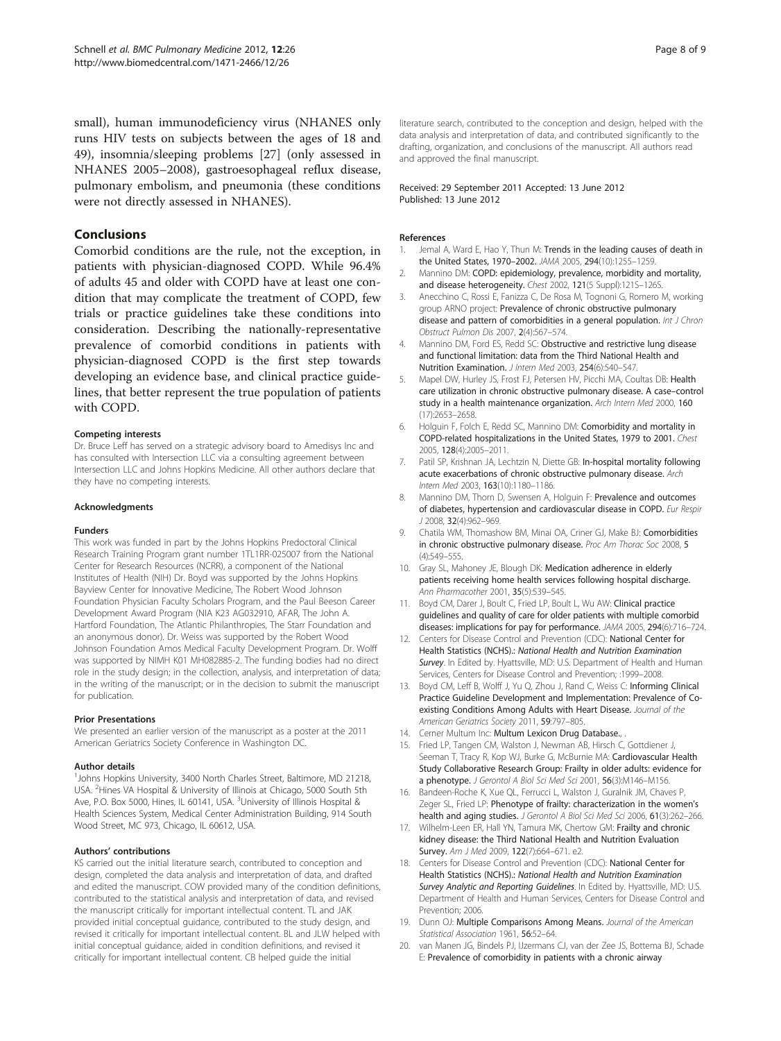small), human immunodeficiency virus (NHANES only runs HIV tests on subjects between the ages of 18 and 49), insomnia/sleeping problems [27] (only assessed in NHANES 2005–2008), gastroesophageal reflux disease, pulmonary embolism, and pneumonia (these conditions were not directly assessed in NHANES).

## Conclusions

Comorbid conditions are the rule, not the exception, in patients with physician-diagnosed COPD. While 96.4% of adults 45 and older with COPD have at least one condition that may complicate the treatment of COPD, few trials or practice guidelines take these conditions into consideration. Describing the nationally-representative prevalence of comorbid conditions in patients with physician-diagnosed COPD is the first step towards developing an evidence base, and clinical practice guidelines, that better represent the true population of patients with COPD.

#### Competing interests

Dr. Bruce Leff has served on a strategic advisory board to Amedisys Inc and has consulted with Intersection LLC via a consulting agreement between Intersection LLC and Johns Hopkins Medicine. All other authors declare that they have no competing interests.

#### Acknowledgments

#### Funders

This work was funded in part by the Johns Hopkins Predoctoral Clinical Research Training Program grant number 1TL1RR-025007 from the National Center for Research Resources (NCRR), a component of the National Institutes of Health (NIH) Dr. Boyd was supported by the Johns Hopkins Bayview Center for Innovative Medicine, The Robert Wood Johnson Foundation Physician Faculty Scholars Program, and the Paul Beeson Career Development Award Program (NIA K23 AG032910, AFAR, The John A. Hartford Foundation, The Atlantic Philanthropies, The Starr Foundation and an anonymous donor). Dr. Weiss was supported by the Robert Wood Johnson Foundation Amos Medical Faculty Development Program. Dr. Wolff was supported by NIMH K01 MH082885-2. The funding bodies had no direct role in the study design; in the collection, analysis, and interpretation of data; in the writing of the manuscript; or in the decision to submit the manuscript for publication.

#### Prior Presentations

We presented an earlier version of the manuscript as a poster at the 2011 American Geriatrics Society Conference in Washington DC.

#### Author details

[1]Johns Hopkins University, 3400 North Charles Street, Baltimore, MD 21218, USA. [2]Hines VA Hospital & University of Illinois at Chicago, 5000 South 5th Ave, P.O. Box 5000, Hines, IL 60141, USA. [3]University of Illinois Hospital & Health Sciences System, Medical Center Administration Building, 914 South Wood Street, MC 973, Chicago, IL 60612, USA.

#### Authors' contributions

KS carried out the initial literature search, contributed to conception and design, completed the data analysis and interpretation of data, and drafted and edited the manuscript. COW provided many of the condition definitions, contributed to the statistical analysis and interpretation of data, and revised the manuscript critically for important intellectual content. TL and JAK provided initial conceptual guidance, contributed to the study design, and revised it critically for important intellectual content. BL and JLW helped with initial conceptual guidance, aided in condition definitions, and revised it critically for important intellectual content. CB helped guide the initial literature search, contributed to the conception and design, helped with the data analysis and interpretation of data, and contributed significantly to the drafting, organization, and conclusions of the manuscript. All authors read and approved the final manuscript.

Received: 29 September 2011 Accepted: 13 June 2012
Published: 13 June 2012

#### References

1. Jemal A, Ward E, Hao Y, Thun M: **Trends in the leading causes of death in the United States, 1970–2002.** *JAMA* 2005, **294**(10):1255–1259.
2. Mannino DM: **COPD: epidemiology, prevalence, morbidity and mortality, and disease heterogeneity.** *Chest* 2002, **121**(5 Suppl):121S–126S.
3. Anecchino C, Rossi E, Fanizza C, De Rosa M, Tognoni G, Romero M, working group ARNO project: **Prevalence of chronic obstructive pulmonary disease and pattern of comorbidities in a general population.** *Int J Chron Obstruct Pulmon Dis* 2007, **2**(4):567–574.
4. Mannino DM, Ford ES, Redd SC: **Obstructive and restrictive lung disease and functional limitation: data from the Third National Health and Nutrition Examination.** *J Intern Med* 2003, **254**(6):540–547.
5. Mapel DW, Hurley JS, Frost FJ, Petersen HV, Picchi MA, Coultas DB: **Health care utilization in chronic obstructive pulmonary disease. A case–control study in a health maintenance organization.** *Arch Intern Med* 2000, **160** (17):2653–2658.
6. Holguin F, Folch E, Redd SC, Mannino DM: **Comorbidity and mortality in COPD-related hospitalizations in the United States, 1979 to 2001.** *Chest* 2005, **128**(4):2005–2011.
7. Patil SP, Krishnan JA, Lechtzin N, Diette GB: **In-hospital mortality following acute exacerbations of chronic obstructive pulmonary disease.** *Arch Intern Med* 2003, **163**(10):1180–1186.
8. Mannino DM, Thorn D, Swensen A, Holguin F: **Prevalence and outcomes of diabetes, hypertension and cardiovascular disease in COPD.** *Eur Respir J* 2008, **32**(4):962–969.
9. Chatila WM, Thomashow BM, Minai OA, Criner GJ, Make BJ: **Comorbidities in chronic obstructive pulmonary disease.** *Proc Am Thorac Soc* 2008, **5** (4):549–555.
10. Gray SL, Mahoney JE, Blough DK: **Medication adherence in elderly patients receiving home health services following hospital discharge.** *Ann Pharmacother* 2001, **35**(5):539–545.
11. Boyd CM, Darer J, Boult C, Fried LP, Boult L, Wu AW: **Clinical practice guidelines and quality of care for older patients with multiple comorbid diseases: implications for pay for performance.** *JAMA* 2005, **294**(6):716–724.
12. Centers for Disease Control and Prevention (CDC): **National Center for Health Statistics (NCHS).:** *National Health and Nutrition Examination Survey*. In Edited by. Hyattsville, MD: U.S. Department of Health and Human Services, Centers for Disease Control and Prevention; :1999–2008.
13. Boyd CM, Leff B, Wolff J, Yu Q, Zhou J, Rand C, Weiss C: **Informing Clinical Practice Guideline Development and Implementation: Prevalence of Co-existing Conditions Among Adults with Heart Disease.** *Journal of the American Geriatrics Society* 2011, **59**:797–805.
14. Cerner Multum Inc: **Multum Lexicon Drug Database.**, .
15. Fried LP, Tangen CM, Walston J, Newman AB, Hirsch C, Gottdiener J, Seeman T, Tracy R, Kop WJ, Burke G, McBurnie MA: **Cardiovascular Health Study Collaborative Research Group: Frailty in older adults: evidence for a phenotype.** *J Gerontol A Biol Sci Med Sci* 2001, **56**(3):M146–M156.
16. Bandeen-Roche K, Xue QL, Ferrucci L, Walston J, Guralnik JM, Chaves P, Zeger SL, Fried LP: **Phenotype of frailty: characterization in the women's health and aging studies.** *J Gerontol A Biol Sci Med Sci* 2006, **61**(3):262–266.
17. Wilhelm-Leen ER, Hall YN, Tamura MK, Chertow GM: **Frailty and chronic kidney disease: the Third National Health and Nutrition Evaluation Survey.** *Am J Med* 2009, **122**(7):664–671. e2.
18. Centers for Disease Control and Prevention (CDC): **National Center for Health Statistics (NCHS).:** *National Health and Nutrition Examination Survey Analytic and Reporting Guidelines*. In Edited by. Hyattsville, MD: U.S. Department of Health and Human Services, Centers for Disease Control and Prevention; 2006.
19. Dunn OJ: **Multiple Comparisons Among Means.** *Journal of the American Statistical Association* 1961, **56**:52–64.
20. van Manen JG, Bindels PJ, IJzermans CJ, van der Zee JS, Bottema BJ, Schade E: **Prevalence of comorbidity in patients with a chronic airway**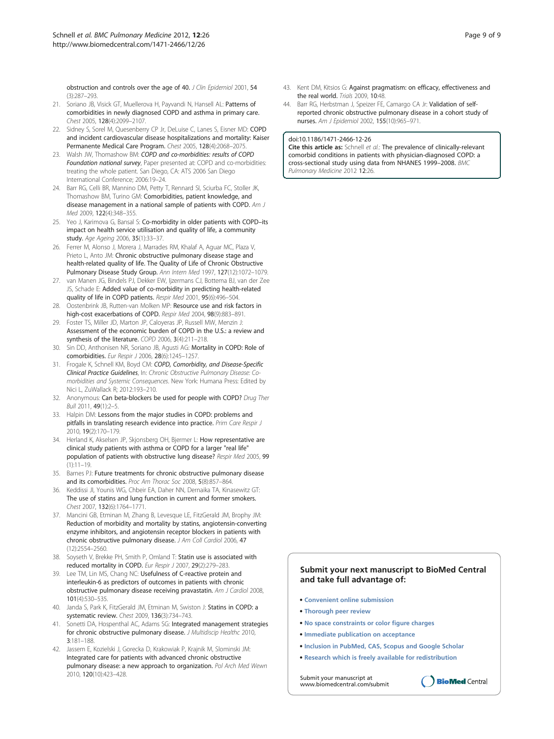obstruction and controls over the age of 40. *J Clin Epidemiol* 2001, **54** (3):287–293.

21. Soriano JB, Visick GT, Muellerova H, Payvandi N, Hansell AL: **Patterns of comorbidities in newly diagnosed COPD and asthma in primary care.** *Chest* 2005, **128**(4):2099–2107.
22. Sidney S, Sorel M, Quesenberry CP Jr, DeLuise C, Lanes S, Eisner MD: **COPD and incident cardiovascular disease hospitalizations and mortality: Kaiser Permanente Medical Care Program.** *Chest* 2005, **128**(4):2068–2075.
23. Walsh JW, Thomashow BM: ***COPD and co-morbidities: results of COPD Foundation national survey***, Paper presented at: COPD and co-morbidities: treating the whole patient. San Diego, CA: ATS 2006 San Diego International Conference; 2006:19–24.
24. Barr RG, Celli BR, Mannino DM, Petty T, Rennard SI, Sciurba FC, Stoller JK, Thomashow BM, Turino GM: **Comorbidities, patient knowledge, and disease management in a national sample of patients with COPD.** *Am J Med* 2009, **122**(4):348–355.
25. Yeo J, Karimova G, Bansal S: **Co-morbidity in older patients with COPD–its impact on health service utilisation and quality of life, a community study.** *Age Ageing* 2006, **35**(1):33–37.
26. Ferrer M, Alonso J, Morera J, Marrades RM, Khalaf A, Aguar MC, Plaza V, Prieto L, Anto JM: **Chronic obstructive pulmonary disease stage and health-related quality of life. The Quality of Life of Chronic Obstructive Pulmonary Disease Study Group.** *Ann Intern Med* 1997, **127**(12):1072–1079.
27. van Manen JG, Bindels PJ, Dekker EW, Ijzermans CJ, Bottema BJ, van der Zee JS, Schade E: **Added value of co-morbidity in predicting health-related quality of life in COPD patients.** *Respir Med* 2001, **95**(6):496–504.
28. Oostenbrink JB, Rutten-van Molken MP: **Resource use and risk factors in high-cost exacerbations of COPD.** *Respir Med* 2004, **98**(9):883–891.
29. Foster TS, Miller JD, Marton JP, Caloyeras JP, Russell MW, Menzin J: **Assessment of the economic burden of COPD in the U.S.: a review and synthesis of the literature.** *COPD* 2006, **3**(4):211–218.
30. Sin DD, Anthonisen NR, Soriano JB, Agusti AG: **Mortality in COPD: Role of comorbidities.** *Eur Respir J* 2006, **28**(6):1245–1257.
31. Frogale K, Schnell KM, Boyd CM: ***COPD, Comorbidity, and Disease-Specific Clinical Practice Guidelines***, In: *Chronic Obstructive Pulmonary Disease: Co-morbidities and Systemic Consequences*. New York: Humana Press: Edited by Nici L, ZuWallack R; 2012:193–210.
32. Anonymous: **Can beta-blockers be used for people with COPD?** *Drug Ther Bull* 2011, **49**(1):2–5.
33. Halpin DM: **Lessons from the major studies in COPD: problems and pitfalls in translating research evidence into practice.** *Prim Care Respir J* 2010, **19**(2):170–179.
34. Herland K, Akselsen JP, Skjonsberg OH, Bjermer L: **How representative are clinical study patients with asthma or COPD for a larger "real life" population of patients with obstructive lung disease?** *Respir Med* 2005, **99** (1):11–19.
35. Barnes PJ: **Future treatments for chronic obstructive pulmonary disease and its comorbidities.** *Proc Am Thorac Soc* 2008, **5**(8):857–864.
36. Keddissi JI, Younis WG, Chbeir EA, Daher NN, Dernaika TA, Kinasewitz GT: **The use of statins and lung function in current and former smokers.** *Chest* 2007, **132**(6):1764–1771.
37. Mancini GB, Etminan M, Zhang B, Levesque LE, FitzGerald JM, Brophy JM: **Reduction of morbidity and mortality by statins, angiotensin-converting enzyme inhibitors, and angiotensin receptor blockers in patients with chronic obstructive pulmonary disease.** *J Am Coll Cardiol* 2006, **47** (12):2554–2560.
38. Soyseth V, Brekke PH, Smith P, Omland T: **Statin use is associated with reduced mortality in COPD.** *Eur Respir J* 2007, **29**(2):279–283.
39. Lee TM, Lin MS, Chang NC: **Usefulness of C-reactive protein and interleukin-6 as predictors of outcomes in patients with chronic obstructive pulmonary disease receiving pravastatin.** *Am J Cardiol* 2008, **101**(4):530–535.
40. Janda S, Park K, FitzGerald JM, Etminan M, Swiston J: **Statins in COPD: a systematic review.** *Chest* 2009, **136**(3):734–743.
41. Sonetti DA, Hospenthal AC, Adams SG: **Integrated management strategies for chronic obstructive pulmonary disease.** *J Multidiscip Healthc* 2010, **3**:181–188.
42. Jassem E, Kozielski J, Gorecka D, Krakowiak P, Krajnik M, Slominski JM: **Integrated care for patients with advanced chronic obstructive pulmonary disease: a new approach to organization.** *Pol Arch Med Wewn* 2010, **120**(10):423–428.
43. Kent DM, Kitsios G: **Against pragmatism: on efficacy, effectiveness and the real world.** *Trials* 2009, **10**:48.
44. Barr RG, Herbstman J, Speizer FE, Camargo CA Jr: **Validation of self-reported chronic obstructive pulmonary disease in a cohort study of nurses.** *Am J Epidemiol* 2002, **155**(10):965–971.

doi:10.1186/1471-2466-12-26

**Cite this article as:** Schnell *et al.*: The prevalence of clinically-relevant comorbid conditions in patients with physician-diagnosed COPD: a cross-sectional study using data from NHANES 1999–2008. *BMC Pulmonary Medicine* 2012 **12**:26.

**Submit your next manuscript to BioMed Central and take full advantage of:**

- **Convenient online submission**
- **Thorough peer review**
- **No space constraints or color figure charges**
- **Immediate publication on acceptance**
- **Inclusion in PubMed, CAS, Scopus and Google Scholar**
- **Research which is freely available for redistribution**

Submit your manuscript at
www.biomedcentral.com/submit

BioMed Central